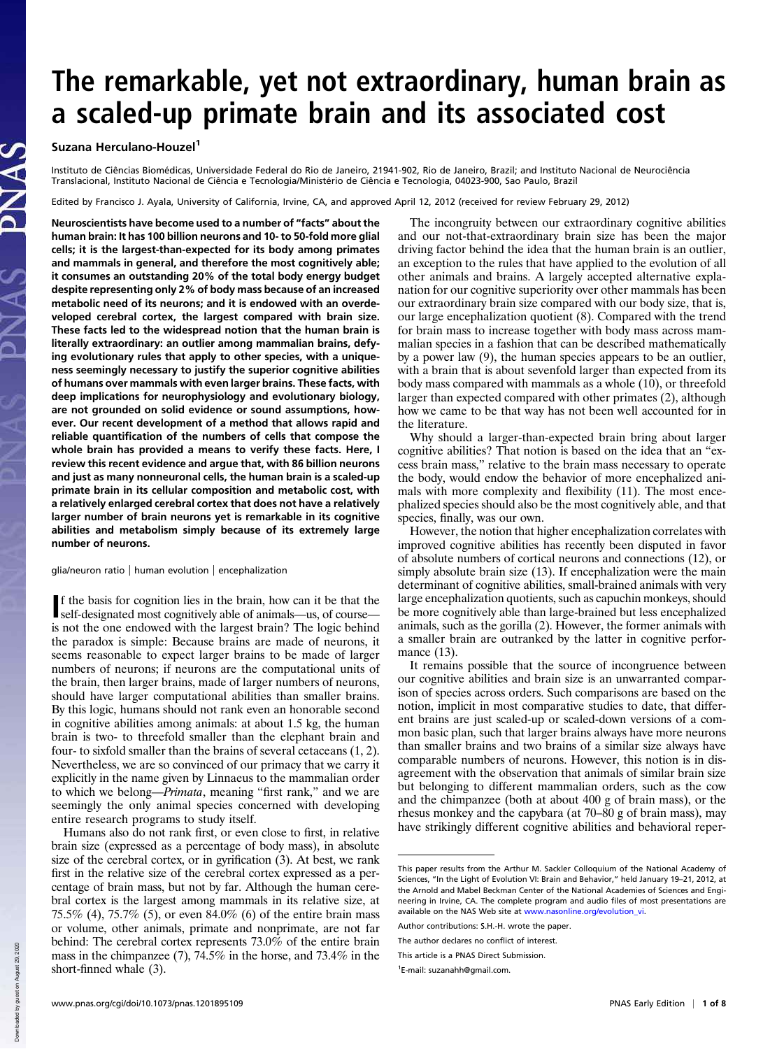# The remarkable, yet not extraordinary, human brain as a scaled-up primate brain and its associated cost

**Suzana Herculano-Houzel**[1]

Instituto de Ciências Biomédicas, Universidade Federal do Rio de Janeiro, 21941-902, Rio de Janeiro, Brazil; and Instituto Nacional de Neurociência Translacional, Instituto Nacional de Ciência e Tecnologia/Ministério de Ciência e Tecnologia, 04023-900, Sao Paulo, Brazil

Edited by Francisco J. Ayala, University of California, Irvine, CA, and approved April 12, 2012 (received for review February 29, 2012)

**Neuroscientists have become used to a number of "facts" about the human brain: It has 100 billion neurons and 10- to 50-fold more glial cells; it is the largest-than-expected for its body among primates and mammals in general, and therefore the most cognitively able; it consumes an outstanding 20% of the total body energy budget despite representing only 2% of body mass because of an increased metabolic need of its neurons; and it is endowed with an overdeveloped cerebral cortex, the largest compared with brain size. These facts led to the widespread notion that the human brain is literally extraordinary: an outlier among mammalian brains, defying evolutionary rules that apply to other species, with a uniqueness seemingly necessary to justify the superior cognitive abilities of humans over mammals with even larger brains. These facts, with deep implications for neurophysiology and evolutionary biology, are not grounded on solid evidence or sound assumptions, however. Our recent development of a method that allows rapid and reliable quantification of the numbers of cells that compose the whole brain has provided a means to verify these facts. Here, I review this recent evidence and argue that, with 86 billion neurons and just as many nonneuronal cells, the human brain is a scaled-up primate brain in its cellular composition and metabolic cost, with a relatively enlarged cerebral cortex that does not have a relatively larger number of brain neurons yet is remarkable in its cognitive abilities and metabolism simply because of its extremely large number of neurons.**

glia/neuron ratio | human evolution | encephalization

If the basis for cognition lies in the brain, how can it be that the self-designated most cognitively able of animals—us, of course—is not the one endowed with the largest brain? The logic behind the paradox is simple: Because brains are made of neurons, it seems reasonable to expect larger brains to be made of larger numbers of neurons; if neurons are the computational units of the brain, then larger brains, made of larger numbers of neurons, should have larger computational abilities than smaller brains. By this logic, humans should not rank even an honorable second in cognitive abilities among animals: at about 1.5 kg, the human brain is two- to threefold smaller than the elephant brain and four- to sixfold smaller than the brains of several cetaceans (1, 2). Nevertheless, we are so convinced of our primacy that we carry it explicitly in the name given by Linnaeus to the mammalian order to which we belong—*Primata*, meaning "first rank," and we are seemingly the only animal species concerned with developing entire research programs to study itself.

Humans also do not rank first, or even close to first, in relative brain size (expressed as a percentage of body mass), in absolute size of the cerebral cortex, or in gyrification (3). At best, we rank first in the relative size of the cerebral cortex expressed as a percentage of brain mass, but not by far. Although the human cerebral cortex is the largest among mammals in its relative size, at 75.5% (4), 75.7% (5), or even 84.0% (6) of the entire brain mass or volume, other animals, primate and nonprimate, are not far behind: The cerebral cortex represents 73.0% of the entire brain mass in the chimpanzee (7), 74.5% in the horse, and 73.4% in the short-finned whale (3).

The incongruity between our extraordinary cognitive abilities and our not-that-extraordinary brain size has been the major driving factor behind the idea that the human brain is an outlier, an exception to the rules that have applied to the evolution of all other animals and brains. A largely accepted alternative explanation for our cognitive superiority over other mammals has been our extraordinary brain size compared with our body size, that is, our large encephalization quotient (8). Compared with the trend for brain mass to increase together with body mass across mammalian species in a fashion that can be described mathematically by a power law (9), the human species appears to be an outlier, with a brain that is about sevenfold larger than expected from its body mass compared with mammals as a whole (10), or threefold larger than expected compared with other primates (2), although how we came to be that way has not been well accounted for in the literature.

Why should a larger-than-expected brain bring about larger cognitive abilities? That notion is based on the idea that an "excess brain mass," relative to the brain mass necessary to operate the body, would endow the behavior of more encephalized animals with more complexity and flexibility (11). The most encephalized species should also be the most cognitively able, and that species, finally, was our own.

However, the notion that higher encephalization correlates with improved cognitive abilities has recently been disputed in favor of absolute numbers of cortical neurons and connections (12), or simply absolute brain size (13). If encephalization were the main determinant of cognitive abilities, small-brained animals with very large encephalization quotients, such as capuchin monkeys, should be more cognitively able than large-brained but less encephalized animals, such as the gorilla (2). However, the former animals with a smaller brain are outranked by the latter in cognitive performance (13).

It remains possible that the source of incongruence between our cognitive abilities and brain size is an unwarranted comparison of species across orders. Such comparisons are based on the notion, implicit in most comparative studies to date, that different brains are just scaled-up or scaled-down versions of a common basic plan, such that larger brains always have more neurons than smaller brains and two brains of a similar size always have comparable numbers of neurons. However, this notion is in disagreement with the observation that animals of similar brain size but belonging to different mammalian orders, such as the cow and the chimpanzee (both at about 400 g of brain mass), or the rhesus monkey and the capybara (at 70–80 g of brain mass), may have strikingly different cognitive abilities and behavioral reper-

This paper results from the Arthur M. Sackler Colloquium of the National Academy of Sciences, "In the Light of Evolution VI: Brain and Behavior," held January 19–21, 2012, at the Arnold and Mabel Beckman Center of the National Academies of Sciences and Engineering in Irvine, CA. The complete program and audio files of most presentations are available on the NAS Web site at www.nasonline.org/evolution_vi.

Author contributions: S.H.-H. wrote the paper.

The author declares no conflict of interest.

This article is a PNAS Direct Submission.

[1]E-mail: suzanahh@gmail.com.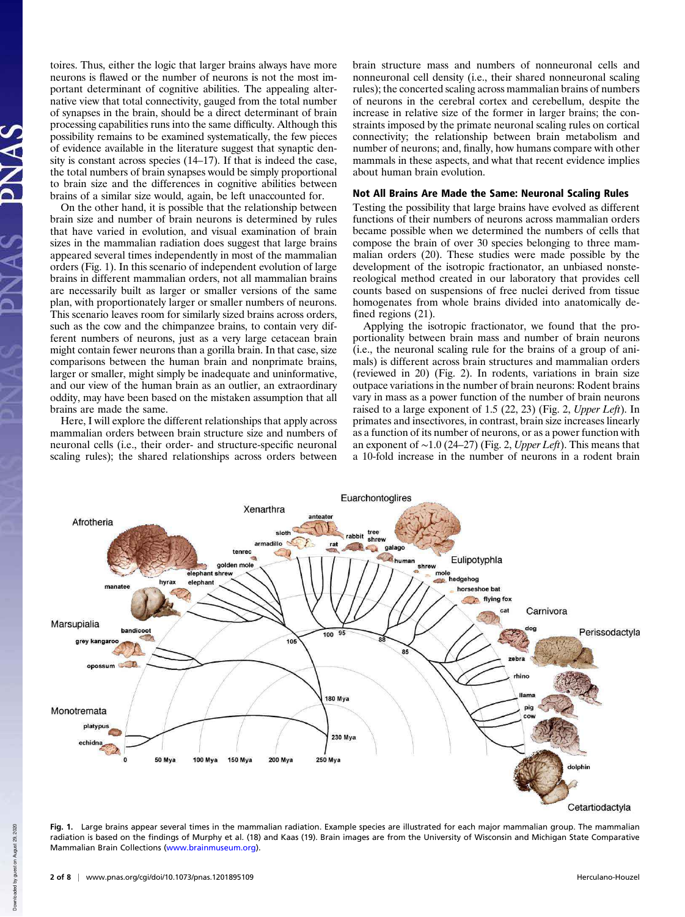toires. Thus, either the logic that larger brains always have more neurons is flawed or the number of neurons is not the most important determinant of cognitive abilities. The appealing alternative view that total connectivity, gauged from the total number of synapses in the brain, should be a direct determinant of brain processing capabilities runs into the same difficulty. Although this possibility remains to be examined systematically, the few pieces of evidence available in the literature suggest that synaptic density is constant across species (14–17). If that is indeed the case, the total numbers of brain synapses would be simply proportional to brain size and the differences in cognitive abilities between brains of a similar size would, again, be left unaccounted for.

On the other hand, it is possible that the relationship between brain size and number of brain neurons is determined by rules that have varied in evolution, and visual examination of brain sizes in the mammalian radiation does suggest that large brains appeared several times independently in most of the mammalian orders (Fig. 1). In this scenario of independent evolution of large brains in different mammalian orders, not all mammalian brains are necessarily built as larger or smaller versions of the same plan, with proportionately larger or smaller numbers of neurons. This scenario leaves room for similarly sized brains across orders, such as the cow and the chimpanzee brains, to contain very different numbers of neurons, just as a very large cetacean brain might contain fewer neurons than a gorilla brain. In that case, size comparisons between the human brain and nonprimate brains, larger or smaller, might simply be inadequate and uninformative, and our view of the human brain as an outlier, an extraordinary oddity, may have been based on the mistaken assumption that all brains are made the same.

Here, I will explore the different relationships that apply across mammalian orders between brain structure size and numbers of neuronal cells (i.e., their order- and structure-specific neuronal scaling rules); the shared relationships across orders between brain structure mass and numbers of nonneuronal cells and nonneuronal cell density (i.e., their shared nonneuronal scaling rules); the concerted scaling across mammalian brains of numbers of neurons in the cerebral cortex and cerebellum, despite the increase in relative size of the former in larger brains; the constraints imposed by the primate neuronal scaling rules on cortical connectivity; the relationship between brain metabolism and number of neurons; and, finally, how humans compare with other mammals in these aspects, and what that recent evidence implies about human brain evolution.

## Not All Brains Are Made the Same: Neuronal Scaling Rules

Testing the possibility that large brains have evolved as different functions of their numbers of neurons across mammalian orders became possible when we determined the numbers of cells that compose the brain of over 30 species belonging to three mammalian orders (20). These studies were made possible by the development of the isotropic fractionator, an unbiased nonstereological method created in our laboratory that provides cell counts based on suspensions of free nuclei derived from tissue homogenates from whole brains divided into anatomically defined regions (21).

Applying the isotropic fractionator, we found that the proportionality between brain mass and number of brain neurons (i.e., the neuronal scaling rule for the brains of a group of animals) is different across brain structures and mammalian orders (reviewed in 20) (Fig. 2). In rodents, variations in brain size outpace variations in the number of brain neurons: Rodent brains vary in mass as a power function of the number of brain neurons raised to a large exponent of 1.5 (22, 23) (Fig. 2, *Upper Left*). In primates and insectivores, in contrast, brain size increases linearly as a function of its number of neurons, or as a power function with an exponent of ∼1.0 (24–27) (Fig. 2, *Upper Left*). This means that a 10-fold increase in the number of neurons in a rodent brain

Euarchontoglires
Xenarthra
Afrotheria
anteater
sloth
armadillo
rabbit
tree shrew
rat
tenrec
galago
golden mole
human
Eulipotyphla
elephant shrew
shrew
mole
hedgehog
manatee
hyrax
elephant
horseshoe bat
flying fox
cat
Carnivora
Marsupialia
bandicoot
dog
Perissodactyla
grey kangaroo
105
100
95
88
85
opossum
zebra
rhino
180 Mya
llama
Monotremata
pig
cow
platypus
230 Mya
echidna
0
50 Mya
100 Mya
150 Mya
200 Mya
250 Mya
dolphin
Cetartiodactyla

**Fig. 1.** Large brains appear several times in the mammalian radiation. Example species are illustrated for each major mammalian group. The mammalian radiation is based on the findings of Murphy et al. (18) and Kaas (19). Brain images are from the University of Wisconsin and Michigan State Comparative Mammalian Brain Collections (www.brainmuseum.org).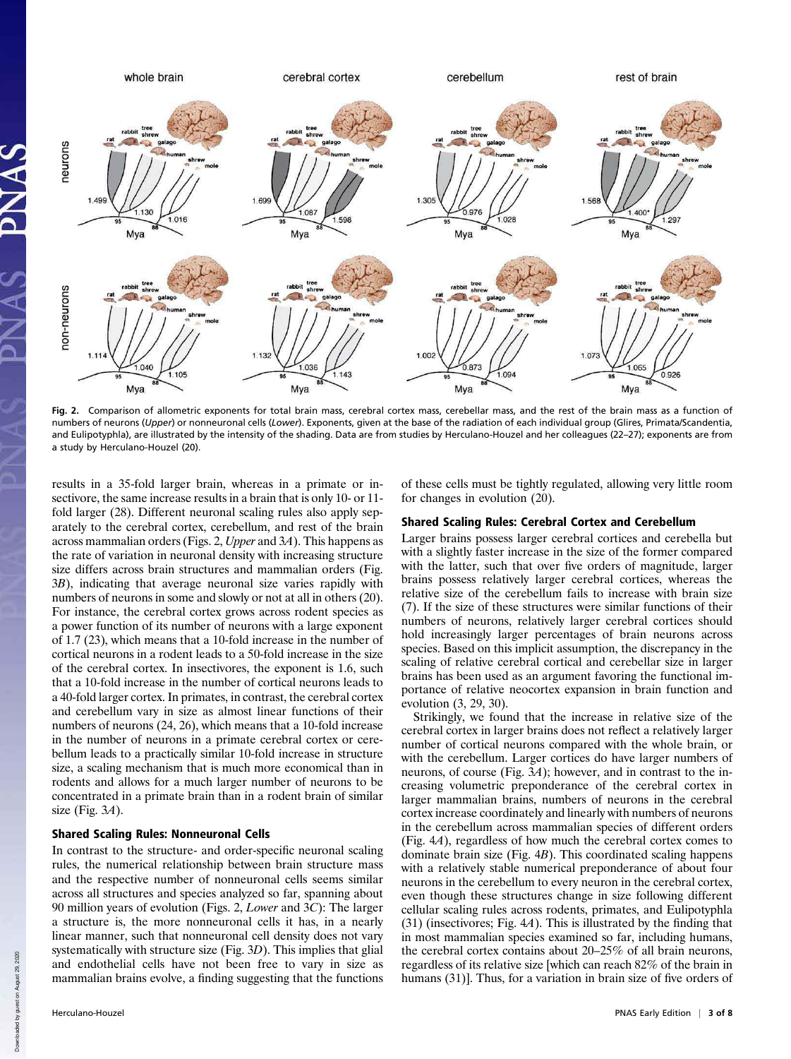**Fig. 2.** Comparison of allometric exponents for total brain mass, cerebral cortex mass, cerebellar mass, and the rest of the brain mass as a function of numbers of neurons (*Upper*) or nonneuronal cells (*Lower*). Exponents, given at the base of the radiation of each individual group (Glires, Primata/Scandentia, and Eulipotyphla), are illustrated by the intensity of the shading. Data are from studies by Herculano-Houzel and her colleagues (22–27); exponents are from a study by Herculano-Houzel (20).

results in a 35-fold larger brain, whereas in a primate or insectivore, the same increase results in a brain that is only 10- or 11-fold larger (28). Different neuronal scaling rules also apply separately to the cerebral cortex, cerebellum, and rest of the brain across mammalian orders (Figs. 2, *Upper* and 3*A*). This happens as the rate of variation in neuronal density with increasing structure size differs across brain structures and mammalian orders (Fig. 3*B*), indicating that average neuronal size varies rapidly with numbers of neurons in some and slowly or not at all in others (20). For instance, the cerebral cortex grows across rodent species as a power function of its number of neurons with a large exponent of 1.7 (23), which means that a 10-fold increase in the number of cortical neurons in a rodent leads to a 50-fold increase in the size of the cerebral cortex. In insectivores, the exponent is 1.6, such that a 10-fold increase in the number of cortical neurons leads to a 40-fold larger cortex. In primates, in contrast, the cerebral cortex and cerebellum vary in size as almost linear functions of their numbers of neurons (24, 26), which means that a 10-fold increase in the number of neurons in a primate cerebral cortex or cerebellum leads to a practically similar 10-fold increase in structure size, a scaling mechanism that is much more economical than in rodents and allows for a much larger number of neurons to be concentrated in a primate brain than in a rodent brain of similar size (Fig. 3*A*).

## Shared Scaling Rules: Nonneuronal Cells

In contrast to the structure- and order-specific neuronal scaling rules, the numerical relationship between brain structure mass and the respective number of nonneuronal cells seems similar across all structures and species analyzed so far, spanning about 90 million years of evolution (Figs. 2, *Lower* and 3*C*): The larger a structure is, the more nonneuronal cells it has, in a nearly linear manner, such that nonneuronal cell density does not vary systematically with structure size (Fig. 3*D*). This implies that glial and endothelial cells have not been free to vary in size as mammalian brains evolve, a finding suggesting that the functions of these cells must be tightly regulated, allowing very little room for changes in evolution (20).

## Shared Scaling Rules: Cerebral Cortex and Cerebellum

Larger brains possess larger cerebral cortices and cerebella but with a slightly faster increase in the size of the former compared with the latter, such that over five orders of magnitude, larger brains possess relatively larger cerebral cortices, whereas the relative size of the cerebellum fails to increase with brain size (7). If the size of these structures were similar functions of their numbers of neurons, relatively larger cerebral cortices should hold increasingly larger percentages of brain neurons across species. Based on this implicit assumption, the discrepancy in the scaling of relative cerebral cortical and cerebellar size in larger brains has been used as an argument favoring the functional importance of relative neocortex expansion in brain function and evolution (3, 29, 30).

Strikingly, we found that the increase in relative size of the cerebral cortex in larger brains does not reflect a relatively larger number of cortical neurons compared with the whole brain, or with the cerebellum. Larger cortices do have larger numbers of neurons, of course (Fig. 3*A*); however, and in contrast to the increasing volumetric preponderance of the cerebral cortex in larger mammalian brains, numbers of neurons in the cerebral cortex increase coordinately and linearly with numbers of neurons in the cerebellum across mammalian species of different orders (Fig. 4*A*), regardless of how much the cerebral cortex comes to dominate brain size (Fig. 4*B*). This coordinated scaling happens with a relatively stable numerical preponderance of about four neurons in the cerebellum to every neuron in the cerebral cortex, even though these structures change in size following different cellular scaling rules across rodents, primates, and Eulipotyphla (31) (insectivores; Fig. 4*A*). This is illustrated by the finding that in most mammalian species examined so far, including humans, the cerebral cortex contains about 20–25% of all brain neurons, regardless of its relative size [which can reach 82% of the brain in humans (31)]. Thus, for a variation in brain size of five orders of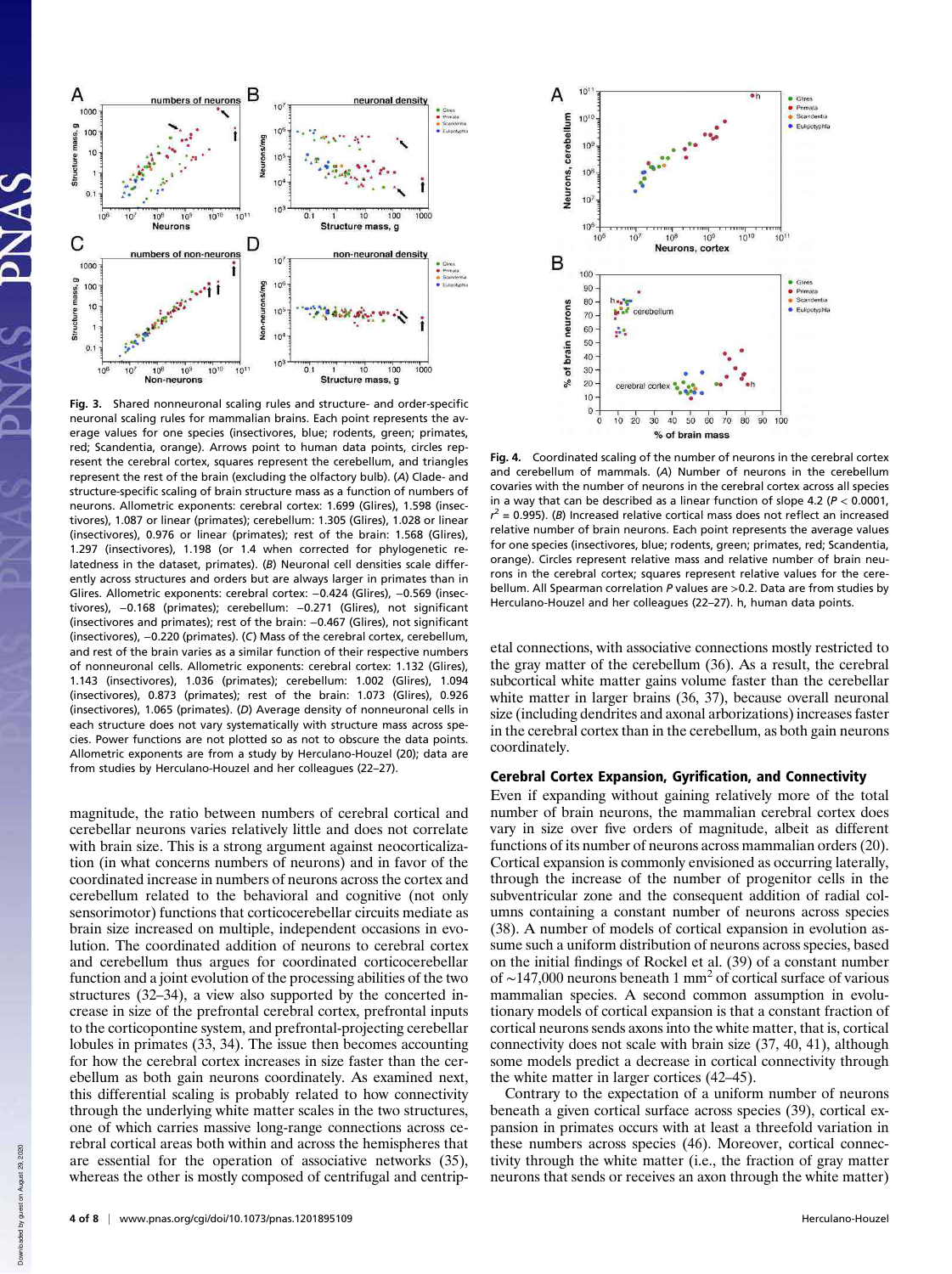**Fig. 3.** Shared nonneuronal scaling rules and structure- and order-specific neuronal scaling rules for mammalian brains. Each point represents the average values for one species (insectivores, blue; rodents, green; primates, red; Scandentia, orange). Arrows point to human data points, circles represent the cerebral cortex, squares represent the cerebellum, and triangles represent the rest of the brain (excluding the olfactory bulb). (*A*) Clade- and structure-specific scaling of brain structure mass as a function of numbers of neurons. Allometric exponents: cerebral cortex: 1.699 (Glires), 1.598 (insectivores), 1.087 or linear (primates); cerebellum: 1.305 (Glires), 1.028 or linear (insectivores), 0.976 or linear (primates); rest of the brain: 1.568 (Glires), 1.297 (insectivores), 1.198 (or 1.4 when corrected for phylogenetic relatedness in the dataset, primates). (*B*) Neuronal cell densities scale differently across structures and orders but are always larger in primates than in Glires. Allometric exponents: cerebral cortex: −0.424 (Glires), −0.569 (insectivores), −0.168 (primates); cerebellum: −0.271 (Glires), not significant (insectivores and primates); rest of the brain: −0.467 (Glires), not significant (insectivores), −0.220 (primates). (*C*) Mass of the cerebral cortex, cerebellum, and rest of the brain varies as a similar function of their respective numbers of nonneuronal cells. Allometric exponents: cerebral cortex: 1.132 (Glires), 1.143 (insectivores), 1.036 (primates); cerebellum: 1.002 (Glires), 1.094 (insectivores), 0.873 (primates); rest of the brain: 1.073 (Glires), 0.926 (insectivores), 1.065 (primates). (*D*) Average density of nonneuronal cells in each structure does not vary systematically with structure mass across species. Power functions are not plotted so as not to obscure the data points. Allometric exponents are from a study by Herculano-Houzel (20); data are from studies by Herculano-Houzel and her colleagues (22–27).

**Fig. 4.** Coordinated scaling of the number of neurons in the cerebral cortex and cerebellum of mammals. (*A*) Number of neurons in the cerebellum covaries with the number of neurons in the cerebral cortex across all species in a way that can be described as a linear function of slope 4.2 ($P < 0.0001$, $r^2 = 0.995$). (*B*) Increased relative cortical mass does not reflect an increased relative number of brain neurons. Each point represents the average values for one species (insectivores, blue; rodents, green; primates, red; Scandentia, orange). Circles represent relative mass and relative number of brain neurons in the cerebral cortex; squares represent relative values for the cerebellum. All Spearman correlation $P$ values are >0.2. Data are from studies by Herculano-Houzel and her colleagues (22–27). h, human data points.

magnitude, the ratio between numbers of cerebral cortical and cerebellar neurons varies relatively little and does not correlate with brain size. This is a strong argument against neocorticalization (in what concerns numbers of neurons) and in favor of the coordinated increase in numbers of neurons across the cortex and cerebellum related to the behavioral and cognitive (not only sensorimotor) functions that corticocerebellar circuits mediate as brain size increased on multiple, independent occasions in evolution. The coordinated addition of neurons to cerebral cortex and cerebellum thus argues for coordinated corticocerebellar function and a joint evolution of the processing abilities of the two structures (32–34), a view also supported by the concerted increase in size of the prefrontal cerebral cortex, prefrontal inputs to the corticopontine system, and prefrontal-projecting cerebellar lobules in primates (33, 34). The issue then becomes accounting for how the cerebral cortex increases in size faster than the cerebellum as both gain neurons coordinately. As examined next, this differential scaling is probably related to how connectivity through the underlying white matter scales in the two structures, one of which carries massive long-range connections across cerebral cortical areas both within and across the hemispheres that are essential for the operation of associative networks (35), whereas the other is mostly composed of centrifugal and centripetal connections, with associative connections mostly restricted to the gray matter of the cerebellum (36). As a result, the cerebral subcortical white matter gains volume faster than the cerebellar white matter in larger brains (36, 37), because overall neuronal size (including dendrites and axonal arborizations) increases faster in the cerebral cortex than in the cerebellum, as both gain neurons coordinately.

## Cerebral Cortex Expansion, Gyrification, and Connectivity

Even if expanding without gaining relatively more of the total number of brain neurons, the mammalian cerebral cortex does vary in size over five orders of magnitude, albeit as different functions of its number of neurons across mammalian orders (20). Cortical expansion is commonly envisioned as occurring laterally, through the increase of the number of progenitor cells in the subventricular zone and the consequent addition of radial columns containing a constant number of neurons across species (38). A number of models of cortical expansion in evolution assume such a uniform distribution of neurons across species, based on the initial findings of Rockel et al. (39) of a constant number of ∼147,000 neurons beneath 1 $mm^2$ of cortical surface of various mammalian species. A second common assumption in evolutionary models of cortical expansion is that a constant fraction of cortical neurons sends axons into the white matter, that is, cortical connectivity does not scale with brain size (37, 40, 41), although some models predict a decrease in cortical connectivity through the white matter in larger cortices (42–45).

Contrary to the expectation of a uniform number of neurons beneath a given cortical surface across species (39), cortical expansion in primates occurs with at least a threefold variation in these numbers across species (46). Moreover, cortical connectivity through the white matter (i.e., the fraction of gray matter neurons that sends or receives an axon through the white matter)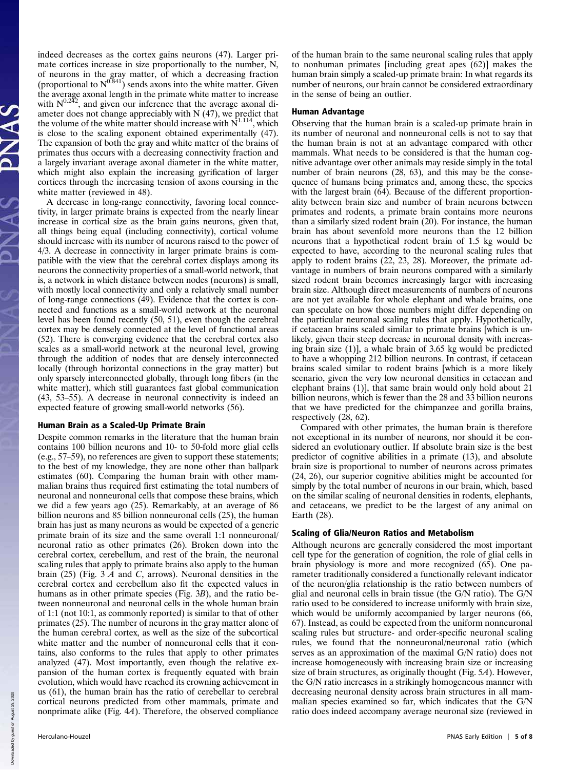indeed decreases as the cortex gains neurons (47). Larger primate cortices increase in size proportionally to the number, N, of neurons in the gray matter, of which a decreasing fraction (proportional to $N^{0.841}$) sends axons into the white matter. Given the average axonal length in the primate white matter to increase with $N^{0.242}$, and given our inference that the average axonal diameter does not change appreciably with N (47), we predict that the volume of the white matter should increase with $N^{1.114}$, which is close to the scaling exponent obtained experimentally (47). The expansion of both the gray and white matter of the brains of primates thus occurs with a decreasing connectivity fraction and a largely invariant average axonal diameter in the white matter, which might also explain the increasing gyrification of larger cortices through the increasing tension of axons coursing in the white matter (reviewed in 48).

A decrease in long-range connectivity, favoring local connectivity, in larger primate brains is expected from the nearly linear increase in cortical size as the brain gains neurons, given that, all things being equal (including connectivity), cortical volume should increase with its number of neurons raised to the power of 4/3. A decrease in connectivity in larger primate brains is compatible with the view that the cerebral cortex displays among its neurons the connectivity properties of a small-world network, that is, a network in which distance between nodes (neurons) is small, with mostly local connectivity and only a relatively small number of long-range connections (49). Evidence that the cortex is connected and functions as a small-world network at the neuronal level has been found recently (50, 51), even though the cerebral cortex may be densely connected at the level of functional areas (52). There is converging evidence that the cerebral cortex also scales as a small-world network at the neuronal level, growing through the addition of nodes that are densely interconnected locally (through horizontal connections in the gray matter) but only sparsely interconnected globally, through long fibers (in the white matter), which still guarantees fast global communication (43, 53–55). A decrease in neuronal connectivity is indeed an expected feature of growing small-world networks (56).

## Human Brain as a Scaled-Up Primate Brain

Despite common remarks in the literature that the human brain contains 100 billion neurons and 10- to 50-fold more glial cells (e.g., 57–59), no references are given to support these statements; to the best of my knowledge, they are none other than ballpark estimates (60). Comparing the human brain with other mammalian brains thus required first estimating the total numbers of neuronal and nonneuronal cells that compose these brains, which we did a few years ago (25). Remarkably, at an average of 86 billion neurons and 85 billion nonneuronal cells (25), the human brain has just as many neurons as would be expected of a generic primate brain of its size and the same overall 1:1 nonneuronal/neuronal ratio as other primates (26). Broken down into the cerebral cortex, cerebellum, and rest of the brain, the neuronal scaling rules that apply to primate brains also apply to the human brain (25) (Fig. 3 *A* and *C*, arrows). Neuronal densities in the cerebral cortex and cerebellum also fit the expected values in humans as in other primate species (Fig. 3*B*), and the ratio between nonneuronal and neuronal cells in the whole human brain of 1:1 (not 10:1, as commonly reported) is similar to that of other primates (25). The number of neurons in the gray matter alone of the human cerebral cortex, as well as the size of the subcortical white matter and the number of nonneuronal cells that it contains, also conforms to the rules that apply to other primates analyzed (47). Most importantly, even though the relative expansion of the human cortex is frequently equated with brain evolution, which would have reached its crowning achievement in us (61), the human brain has the ratio of cerebellar to cerebral cortical neurons predicted from other mammals, primate and nonprimate alike (Fig. 4*A*). Therefore, the observed compliance of the human brain to the same neuronal scaling rules that apply to nonhuman primates [including great apes (62)] makes the human brain simply a scaled-up primate brain: In what regards its number of neurons, our brain cannot be considered extraordinary in the sense of being an outlier.

## Human Advantage

Observing that the human brain is a scaled-up primate brain in its number of neuronal and nonneuronal cells is not to say that the human brain is not at an advantage compared with other mammals. What needs to be considered is that the human cognitive advantage over other animals may reside simply in the total number of brain neurons (28, 63), and this may be the consequence of humans being primates and, among these, the species with the largest brain (64). Because of the different proportionality between brain size and number of brain neurons between primates and rodents, a primate brain contains more neurons than a similarly sized rodent brain (20). For instance, the human brain has about sevenfold more neurons than the 12 billion neurons that a hypothetical rodent brain of 1.5 kg would be expected to have, according to the neuronal scaling rules that apply to rodent brains (22, 23, 28). Moreover, the primate advantage in numbers of brain neurons compared with a similarly sized rodent brain becomes increasingly larger with increasing brain size. Although direct measurements of numbers of neurons are not yet available for whole elephant and whale brains, one can speculate on how those numbers might differ depending on the particular neuronal scaling rules that apply. Hypothetically, if cetacean brains scaled similar to primate brains [which is unlikely, given their steep decrease in neuronal density with increasing brain size (1)], a whale brain of 3.65 kg would be predicted to have a whopping 212 billion neurons. In contrast, if cetacean brains scaled similar to rodent brains [which is a more likely scenario, given the very low neuronal densities in cetacean and elephant brains (1)], that same brain would only hold about 21 billion neurons, which is fewer than the 28 and 33 billion neurons that we have predicted for the chimpanzee and gorilla brains, respectively (28, 62).

Compared with other primates, the human brain is therefore not exceptional in its number of neurons, nor should it be considered an evolutionary outlier. If absolute brain size is the best predictor of cognitive abilities in a primate (13), and absolute brain size is proportional to number of neurons across primates (24, 26), our superior cognitive abilities might be accounted for simply by the total number of neurons in our brain, which, based on the similar scaling of neuronal densities in rodents, elephants, and cetaceans, we predict to be the largest of any animal on Earth (28).

## Scaling of Glia/Neuron Ratios and Metabolism

Although neurons are generally considered the most important cell type for the generation of cognition, the role of glial cells in brain physiology is more and more recognized (65). One parameter traditionally considered a functionally relevant indicator of the neuron/glia relationship is the ratio between numbers of glial and neuronal cells in brain tissue (the G/N ratio). The G/N ratio used to be considered to increase uniformly with brain size, which would be uniformly accompanied by larger neurons (66, 67). Instead, as could be expected from the uniform nonneuronal scaling rules but structure- and order-specific neuronal scaling rules, we found that the nonneuronal/neuronal ratio (which serves as an approximation of the maximal G/N ratio) does not increase homogeneously with increasing brain size or increasing size of brain structures, as originally thought (Fig. 5*A*). However, the G/N ratio increases in a strikingly homogeneous manner with decreasing neuronal density across brain structures in all mammalian species examined so far, which indicates that the G/N ratio does indeed accompany average neuronal size (reviewed in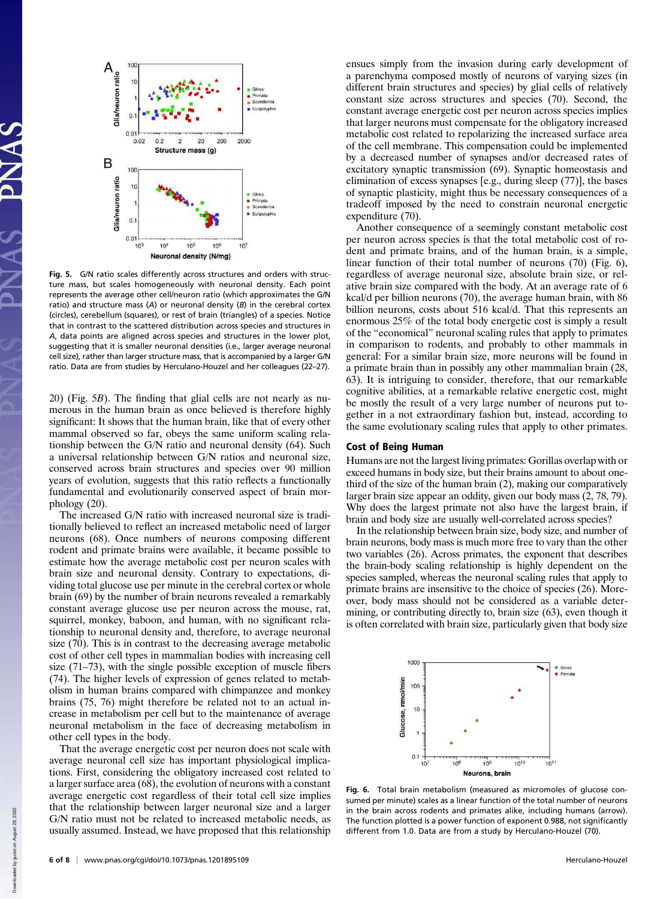Fig. 5. G/N ratio scales differently across structures and orders with structure mass, but scales homogeneously with neuronal density. Each point represents the average other cell/neuron ratio (which approximates the G/N ratio) and structure mass (*A*) or neuronal density (*B*) in the cerebral cortex (circles), cerebellum (squares), or rest of brain (triangles) of a species. Notice that in contrast to the scattered distribution across species and structures in *A*, data points are aligned across species and structures in the lower plot, suggesting that it is smaller neuronal densities (i.e., larger average neuronal cell size), rather than larger structure mass, that is accompanied by a larger G/N ratio. Data are from studies by Herculano-Houzel and her colleagues (22–27).

20) (Fig. 5*B*). The finding that glial cells are not nearly as numerous in the human brain as once believed is therefore highly significant: It shows that the human brain, like that of every other mammal observed so far, obeys the same uniform scaling relationship between the G/N ratio and neuronal density (64). Such a universal relationship between G/N ratios and neuronal size, conserved across brain structures and species over 90 million years of evolution, suggests that this ratio reflects a functionally fundamental and evolutionarily conserved aspect of brain morphology (20).

The increased G/N ratio with increased neuronal size is traditionally believed to reflect an increased metabolic need of larger neurons (68). Once numbers of neurons composing different rodent and primate brains were available, it became possible to estimate how the average metabolic cost per neuron scales with brain size and neuronal density. Contrary to expectations, dividing total glucose use per minute in the cerebral cortex or whole brain (69) by the number of brain neurons revealed a remarkably constant average glucose use per neuron across the mouse, rat, squirrel, monkey, baboon, and human, with no significant relationship to neuronal density and, therefore, to average neuronal size (70). This is in contrast to the decreasing average metabolic cost of other cell types in mammalian bodies with increasing cell size (71–73), with the single possible exception of muscle fibers (74). The higher levels of expression of genes related to metabolism in human brains compared with chimpanzee and monkey brains (75, 76) might therefore be related not to an actual increase in metabolism per cell but to the maintenance of average neuronal metabolism in the face of decreasing metabolism in other cell types in the body.

That the average energetic cost per neuron does not scale with average neuronal cell size has important physiological implications. First, considering the obligatory increased cost related to a larger surface area (68), the evolution of neurons with a constant average energetic cost regardless of their total cell size implies that the relationship between larger neuronal size and a larger G/N ratio must not be related to increased metabolic needs, as usually assumed. Instead, we have proposed that this relationship ensues simply from the invasion during early development of a parenchyma composed mostly of neurons of varying sizes (in different brain structures and species) by glial cells of relatively constant size across structures and species (70). Second, the constant average energetic cost per neuron across species implies that larger neurons must compensate for the obligatory increased metabolic cost related to repolarizing the increased surface area of the cell membrane. This compensation could be implemented by a decreased number of synapses and/or decreased rates of excitatory synaptic transmission (69). Synaptic homeostasis and elimination of excess synapses [e.g., during sleep (77)], the bases of synaptic plasticity, might thus be necessary consequences of a tradeoff imposed by the need to constrain neuronal energetic expenditure (70).

Another consequence of a seemingly constant metabolic cost per neuron across species is that the total metabolic cost of rodent and primate brains, and of the human brain, is a simple, linear function of their total number of neurons (70) (Fig. 6), regardless of average neuronal size, absolute brain size, or relative brain size compared with the body. At an average rate of 6 kcal/d per billion neurons (70), the average human brain, with 86 billion neurons, costs about 516 kcal/d. That this represents an enormous 25% of the total body energetic cost is simply a result of the "economical" neuronal scaling rules that apply to primates in comparison to rodents, and probably to other mammals in general: For a similar brain size, more neurons will be found in a primate brain than in possibly any other mammalian brain (28, 63). It is intriguing to consider, therefore, that our remarkable cognitive abilities, at a remarkable relative energetic cost, might be mostly the result of a very large number of neurons put together in a not extraordinary fashion but, instead, according to the same evolutionary scaling rules that apply to other primates.

## Cost of Being Human

Humans are not the largest living primates: Gorillas overlap with or exceed humans in body size, but their brains amount to about one-third of the size of the human brain (2), making our comparatively larger brain size appear an oddity, given our body mass (2, 78, 79). Why does the largest primate not also have the largest brain, if brain and body size are usually well-correlated across species?

In the relationship between brain size, body size, and number of brain neurons, body mass is much more free to vary than the other two variables (26). Across primates, the exponent that describes the brain-body scaling relationship is highly dependent on the species sampled, whereas the neuronal scaling rules that apply to primate brains are insensitive to the choice of species (26). Moreover, body mass should not be considered as a variable determining, or contributing directly to, brain size (63), even though it is often correlated with brain size, particularly given that body size

Fig. 6. Total brain metabolism (measured as micromoles of glucose consumed per minute) scales as a linear function of the total number of neurons in the brain across rodents and primates alike, including humans (arrow). The function plotted is a power function of exponent 0.988, not significantly different from 1.0. Data are from a study by Herculano-Houzel (70).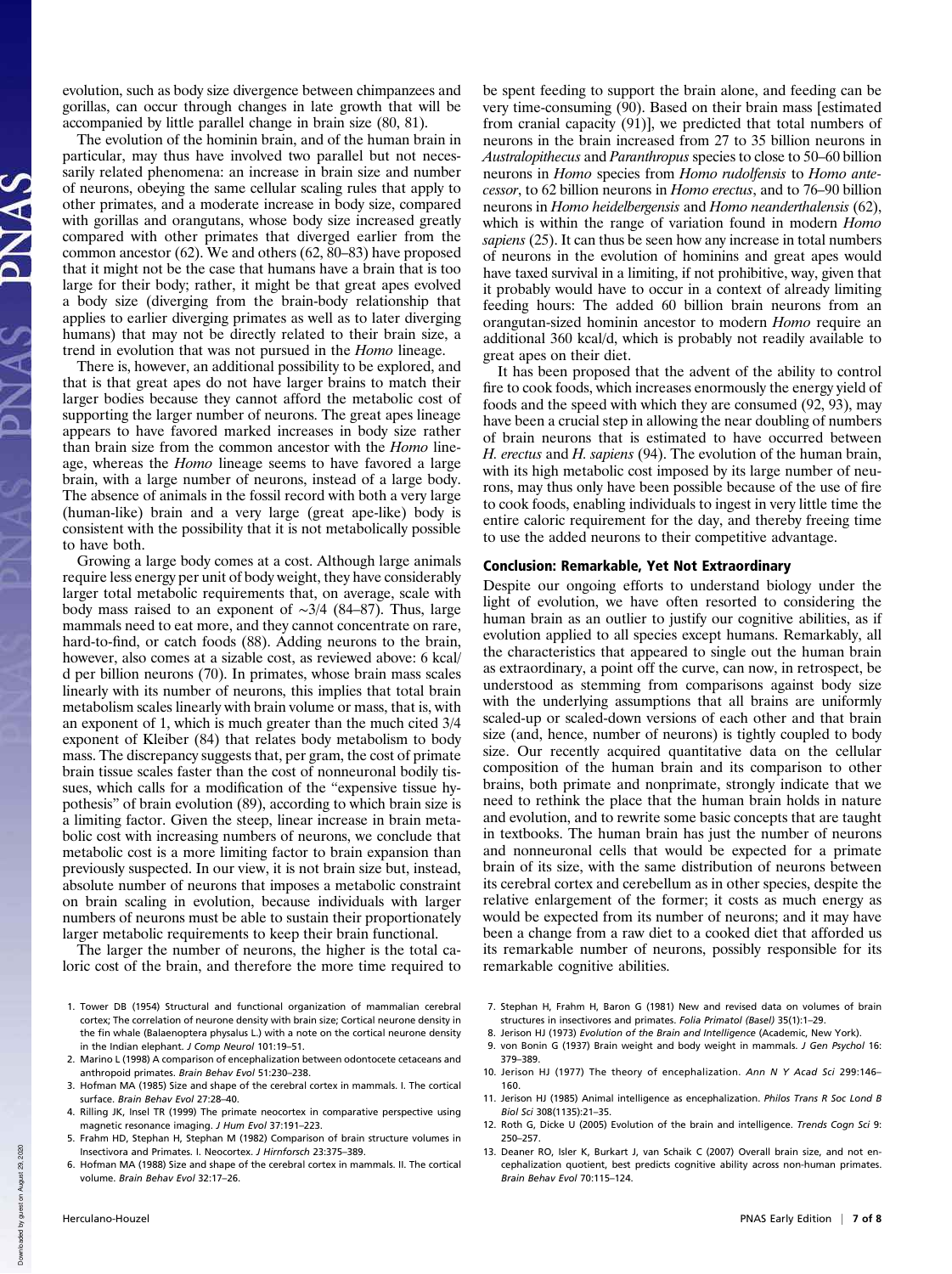evolution, such as body size divergence between chimpanzees and gorillas, can occur through changes in late growth that will be accompanied by little parallel change in brain size (80, 81).

The evolution of the hominin brain, and of the human brain in particular, may thus have involved two parallel but not necessarily related phenomena: an increase in brain size and number of neurons, obeying the same cellular scaling rules that apply to other primates, and a moderate increase in body size, compared with gorillas and orangutans, whose body size increased greatly compared with other primates that diverged earlier from the common ancestor (62). We and others (62, 80–83) have proposed that it might not be the case that humans have a brain that is too large for their body; rather, it might be that great apes evolved a body size (diverging from the brain-body relationship that applies to earlier diverging primates as well as to later diverging humans) that may not be directly related to their brain size, a trend in evolution that was not pursued in the *Homo* lineage.

There is, however, an additional possibility to be explored, and that is that great apes do not have larger brains to match their larger bodies because they cannot afford the metabolic cost of supporting the larger number of neurons. The great apes lineage appears to have favored marked increases in body size rather than brain size from the common ancestor with the *Homo* lineage, whereas the *Homo* lineage seems to have favored a large brain, with a large number of neurons, instead of a large body. The absence of animals in the fossil record with both a very large (human-like) brain and a very large (great ape-like) body is consistent with the possibility that it is not metabolically possible to have both.

Growing a large body comes at a cost. Although large animals require less energy per unit of body weight, they have considerably larger total metabolic requirements that, on average, scale with body mass raised to an exponent of ∼3/4 (84–87). Thus, large mammals need to eat more, and they cannot concentrate on rare, hard-to-find, or catch foods (88). Adding neurons to the brain, however, also comes at a sizable cost, as reviewed above: 6 kcal/d per billion neurons (70). In primates, whose brain mass scales linearly with its number of neurons, this implies that total brain metabolism scales linearly with brain volume or mass, that is, with an exponent of 1, which is much greater than the much cited 3/4 exponent of Kleiber (84) that relates body metabolism to body mass. The discrepancy suggests that, per gram, the cost of primate brain tissue scales faster than the cost of nonneuronal bodily tissues, which calls for a modification of the "expensive tissue hypothesis" of brain evolution (89), according to which brain size is a limiting factor. Given the steep, linear increase in brain metabolic cost with increasing numbers of neurons, we conclude that metabolic cost is a more limiting factor to brain expansion than previously suspected. In our view, it is not brain size but, instead, absolute number of neurons that imposes a metabolic constraint on brain scaling in evolution, because individuals with larger numbers of neurons must be able to sustain their proportionately larger metabolic requirements to keep their brain functional.

The larger the number of neurons, the higher is the total caloric cost of the brain, and therefore the more time required to be spent feeding to support the brain alone, and feeding can be very time-consuming (90). Based on their brain mass [estimated from cranial capacity (91)], we predicted that total numbers of neurons in the brain increased from 27 to 35 billion neurons in *Australopithecus* and *Paranthropus* species to close to 50–60 billion neurons in *Homo* species from *Homo rudolfensis* to *Homo antecessor*, to 62 billion neurons in *Homo erectus*, and to 76–90 billion neurons in *Homo heidelbergensis* and *Homo neanderthalensis* (62), which is within the range of variation found in modern *Homo sapiens* (25). It can thus be seen how any increase in total numbers of neurons in the evolution of hominins and great apes would have taxed survival in a limiting, if not prohibitive, way, given that it probably would have to occur in a context of already limiting feeding hours: The added 60 billion brain neurons from an orangutan-sized hominin ancestor to modern *Homo* require an additional 360 kcal/d, which is probably not readily available to great apes on their diet.

It has been proposed that the advent of the ability to control fire to cook foods, which increases enormously the energy yield of foods and the speed with which they are consumed (92, 93), may have been a crucial step in allowing the near doubling of numbers of brain neurons that is estimated to have occurred between *H. erectus* and *H. sapiens* (94). The evolution of the human brain, with its high metabolic cost imposed by its large number of neurons, may thus only have been possible because of the use of fire to cook foods, enabling individuals to ingest in very little time the entire caloric requirement for the day, and thereby freeing time to use the added neurons to their competitive advantage.

## Conclusion: Remarkable, Yet Not Extraordinary

Despite our ongoing efforts to understand biology under the light of evolution, we have often resorted to considering the human brain as an outlier to justify our cognitive abilities, as if evolution applied to all species except humans. Remarkably, all the characteristics that appeared to single out the human brain as extraordinary, a point off the curve, can now, in retrospect, be understood as stemming from comparisons against body size with the underlying assumptions that all brains are uniformly scaled-up or scaled-down versions of each other and that brain size (and, hence, number of neurons) is tightly coupled to body size. Our recently acquired quantitative data on the cellular composition of the human brain and its comparison to other brains, both primate and nonprimate, strongly indicate that we need to rethink the place that the human brain holds in nature and evolution, and to rewrite some basic concepts that are taught in textbooks. The human brain has just the number of neurons and nonneuronal cells that would be expected for a primate brain of its size, with the same distribution of neurons between its cerebral cortex and cerebellum as in other species, despite the relative enlargement of the former; it costs as much energy as would be expected from its number of neurons; and it may have been a change from a raw diet to a cooked diet that afforded us its remarkable number of neurons, possibly responsible for its remarkable cognitive abilities.

1. Tower DB (1954) Structural and functional organization of mammalian cerebral cortex; The correlation of neurone density with brain size; Cortical neurone density in the fin whale (Balaenoptera physalus L.) with a note on the cortical neurone density in the Indian elephant. *J Comp Neurol* 101:19–51.
2. Marino L (1998) A comparison of encephalization between odontocete cetaceans and anthropoid primates. *Brain Behav Evol* 51:230–238.
3. Hofman MA (1985) Size and shape of the cerebral cortex in mammals. I. The cortical surface. *Brain Behav Evol* 27:28–40.
4. Rilling JK, Insel TR (1999) The primate neocortex in comparative perspective using magnetic resonance imaging. *J Hum Evol* 37:191–223.
5. Frahm HD, Stephan H, Stephan M (1982) Comparison of brain structure volumes in Insectivora and Primates. I. Neocortex. *J Hirnforsch* 23:375–389.
6. Hofman MA (1988) Size and shape of the cerebral cortex in mammals. II. The cortical volume. *Brain Behav Evol* 32:17–26.
7. Stephan H, Frahm H, Baron G (1981) New and revised data on volumes of brain structures in insectivores and primates. *Folia Primatol (Basel)* 35(1):1–29.
8. Jerison HJ (1973) *Evolution of the Brain and Intelligence* (Academic, New York).
9. von Bonin G (1937) Brain weight and body weight in mammals. *J Gen Psychol* 16: 379–389.
10. Jerison HJ (1977) The theory of encephalization. *Ann N Y Acad Sci* 299:146–160.
11. Jerison HJ (1985) Animal intelligence as encephalization. *Philos Trans R Soc Lond B Biol Sci* 308(1135):21–35.
12. Roth G, Dicke U (2005) Evolution of the brain and intelligence. *Trends Cogn Sci* 9: 250–257.
13. Deaner RO, Isler K, Burkart J, van Schaik C (2007) Overall brain size, and not encephalization quotient, best predicts cognitive ability across non-human primates. *Brain Behav Evol* 70:115–124.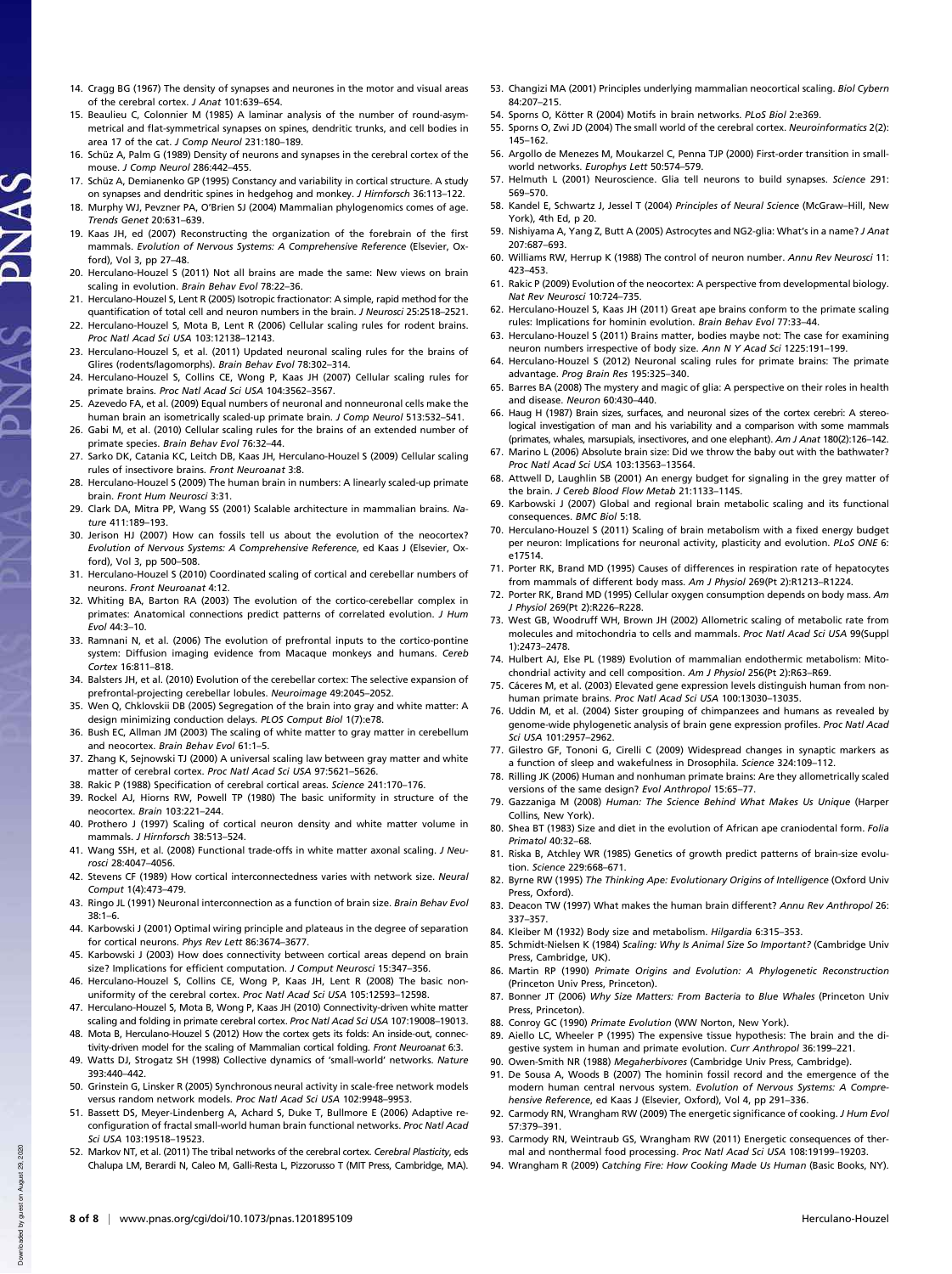14. Cragg BG (1967) The density of synapses and neurones in the motor and visual areas of the cerebral cortex. *J Anat* 101:639–654.
15. Beaulieu C, Colonnier M (1985) A laminar analysis of the number of round-asymmetrical and flat-symmetrical synapses on spines, dendritic trunks, and cell bodies in area 17 of the cat. *J Comp Neurol* 231:180–189.
16. Schüz A, Palm G (1989) Density of neurons and synapses in the cerebral cortex of the mouse. *J Comp Neurol* 286:442–455.
17. Schüz A, Demianenko GP (1995) Constancy and variability in cortical structure. A study on synapses and dendritic spines in hedgehog and monkey. *J Hirnforsch* 36:113–122.
18. Murphy WJ, Pevzner PA, O'Brien SJ (2004) Mammalian phylogenomics comes of age. *Trends Genet* 20:631–639.
19. Kaas JH, ed (2007) Reconstructing the organization of the forebrain of the first mammals. *Evolution of Nervous Systems: A Comprehensive Reference* (Elsevier, Oxford), Vol 3, pp 27–48.
20. Herculano-Houzel S (2011) Not all brains are made the same: New views on brain scaling in evolution. *Brain Behav Evol* 78:22–36.
21. Herculano-Houzel S, Lent R (2005) Isotropic fractionator: A simple, rapid method for the quantification of total cell and neuron numbers in the brain. *J Neurosci* 25:2518–2521.
22. Herculano-Houzel S, Mota B, Lent R (2006) Cellular scaling rules for rodent brains. *Proc Natl Acad Sci USA* 103:12138–12143.
23. Herculano-Houzel S, et al. (2011) Updated neuronal scaling rules for the brains of Glires (rodents/lagomorphs). *Brain Behav Evol* 78:302–314.
24. Herculano-Houzel S, Collins CE, Wong P, Kaas JH (2007) Cellular scaling rules for primate brains. *Proc Natl Acad Sci USA* 104:3562–3567.
25. Azevedo FA, et al. (2009) Equal numbers of neuronal and nonneuronal cells make the human brain an isometrically scaled-up primate brain. *J Comp Neurol* 513:532–541.
26. Gabi M, et al. (2010) Cellular scaling rules for the brains of an extended number of primate species. *Brain Behav Evol* 76:32–44.
27. Sarko DK, Catania KC, Leitch DB, Kaas JH, Herculano-Houzel S (2009) Cellular scaling rules of insectivore brains. *Front Neuroanat* 3:8.
28. Herculano-Houzel S (2009) The human brain in numbers: A linearly scaled-up primate brain. *Front Hum Neurosci* 3:31.
29. Clark DA, Mitra PP, Wang SS (2001) Scalable architecture in mammalian brains. *Nature* 411:189–193.
30. Jerison HJ (2007) How can fossils tell us about the evolution of the neocortex? *Evolution of Nervous Systems: A Comprehensive Reference*, ed Kaas J (Elsevier, Oxford), Vol 3, pp 500–508.
31. Herculano-Houzel S (2010) Coordinated scaling of cortical and cerebellar numbers of neurons. *Front Neuroanat* 4:12.
32. Whiting BA, Barton RA (2003) The evolution of the cortico-cerebellar complex in primates: Anatomical connections predict patterns of correlated evolution. *J Hum Evol* 44:3–10.
33. Ramnani N, et al. (2006) The evolution of prefrontal inputs to the cortico-pontine system: Diffusion imaging evidence from Macaque monkeys and humans. *Cereb Cortex* 16:811–818.
34. Balsters JH, et al. (2010) Evolution of the cerebellar cortex: The selective expansion of prefrontal-projecting cerebellar lobules. *Neuroimage* 49:2045–2052.
35. Wen Q, Chklovskii DB (2005) Segregation of the brain into gray and white matter: A design minimizing conduction delays. *PLOS Comput Biol* 1(7):e78.
36. Bush EC, Allman JM (2003) The scaling of white matter to gray matter in cerebellum and neocortex. *Brain Behav Evol* 61:1–5.
37. Zhang K, Sejnowski TJ (2000) A universal scaling law between gray matter and white matter of cerebral cortex. *Proc Natl Acad Sci USA* 97:5621–5626.
38. Rakic P (1988) Specification of cerebral cortical areas. *Science* 241:170–176.
39. Rockel AJ, Hiorns RW, Powell TP (1980) The basic uniformity in structure of the neocortex. *Brain* 103:221–244.
40. Prothero J (1997) Scaling of cortical neuron density and white matter volume in mammals. *J Hirnforsch* 38:513–524.
41. Wang SSH, et al. (2008) Functional trade-offs in white matter axonal scaling. *J Neurosci* 28:4047–4056.
42. Stevens CF (1989) How cortical interconnectedness varies with network size. *Neural Comput* 1(4):473–479.
43. Ringo JL (1991) Neuronal interconnection as a function of brain size. *Brain Behav Evol* 38:1–6.
44. Karbowski J (2001) Optimal wiring principle and plateaus in the degree of separation for cortical neurons. *Phys Rev Lett* 86:3674–3677.
45. Karbowski J (2003) How does connectivity between cortical areas depend on brain size? Implications for efficient computation. *J Comput Neurosci* 15:347–356.
46. Herculano-Houzel S, Collins CE, Wong P, Kaas JH, Lent R (2008) The basic nonuniformity of the cerebral cortex. *Proc Natl Acad Sci USA* 105:12593–12598.
47. Herculano-Houzel S, Mota B, Wong P, Kaas JH (2010) Connectivity-driven white matter scaling and folding in primate cerebral cortex. *Proc Natl Acad Sci USA* 107:19008–19013.
48. Mota B, Herculano-Houzel S (2012) How the cortex gets its folds: An inside-out, connectivity-driven model for the scaling of Mammalian cortical folding. *Front Neuroanat* 6:3.
49. Watts DJ, Strogatz SH (1998) Collective dynamics of 'small-world' networks. *Nature* 393:440–442.
50. Grinstein G, Linsker R (2005) Synchronous neural activity in scale-free network models versus random network models. *Proc Natl Acad Sci USA* 102:9948–9953.
51. Bassett DS, Meyer-Lindenberg A, Achard S, Duke T, Bullmore E (2006) Adaptive reconfiguration of fractal small-world human brain functional networks. *Proc Natl Acad Sci USA* 103:19518–19523.
52. Markov NT, et al. (2011) The tribal networks of the cerebral cortex. *Cerebral Plasticity*, eds Chalupa LM, Berardi N, Caleo M, Galli-Resta L, Pizzorusso T (MIT Press, Cambridge, MA).
53. Changizi MA (2001) Principles underlying mammalian neocortical scaling. *Biol Cybern* 84:207–215.
54. Sporns O, Kötter R (2004) Motifs in brain networks. *PLoS Biol* 2:e369.
55. Sporns O, Zwi JD (2004) The small world of the cerebral cortex. *Neuroinformatics* 2(2): 145–162.
56. Argollo de Menezes M, Moukarzel C, Penna TJP (2000) First-order transition in small-world networks. *Europhys Lett* 50:574–579.
57. Helmuth L (2001) Neuroscience. Glia tell neurons to build synapses. *Science* 291: 569–570.
58. Kandel E, Schwartz J, Jessel T (2004) *Principles of Neural Science* (McGraw–Hill, New York), 4th Ed, p 20.
59. Nishiyama A, Yang Z, Butt A (2005) Astrocytes and NG2-glia: What's in a name? *J Anat* 207:687–693.
60. Williams RW, Herrup K (1988) The control of neuron number. *Annu Rev Neurosci* 11: 423–453.
61. Rakic P (2009) Evolution of the neocortex: A perspective from developmental biology. *Nat Rev Neurosci* 10:724–735.
62. Herculano-Houzel S, Kaas JH (2011) Great ape brains conform to the primate scaling rules: Implications for hominin evolution. *Brain Behav Evol* 77:33–44.
63. Herculano-Houzel S (2011) Brains matter, bodies maybe not: The case for examining neuron numbers irrespective of body size. *Ann N Y Acad Sci* 1225:191–199.
64. Herculano-Houzel S (2012) Neuronal scaling rules for primate brains: The primate advantage. *Prog Brain Res* 195:325–340.
65. Barres BA (2008) The mystery and magic of glia: A perspective on their roles in health and disease. *Neuron* 60:430–440.
66. Haug H (1987) Brain sizes, surfaces, and neuronal sizes of the cortex cerebri: A stereological investigation of man and his variability and a comparison with some mammals (primates, whales, marsupials, insectivores, and one elephant). *Am J Anat* 180(2):126–142.
67. Marino L (2006) Absolute brain size: Did we throw the baby out with the bathwater? *Proc Natl Acad Sci USA* 103:13563–13564.
68. Attwell D, Laughlin SB (2001) An energy budget for signaling in the grey matter of the brain. *J Cereb Blood Flow Metab* 21:1133–1145.
69. Karbowski J (2007) Global and regional brain metabolic scaling and its functional consequences. *BMC Biol* 5:18.
70. Herculano-Houzel S (2011) Scaling of brain metabolism with a fixed energy budget per neuron: Implications for neuronal activity, plasticity and evolution. *PLoS ONE* 6: e17514.
71. Porter RK, Brand MD (1995) Causes of differences in respiration rate of hepatocytes from mammals of different body mass. *Am J Physiol* 269(Pt 2):R1213–R1224.
72. Porter RK, Brand MD (1995) Cellular oxygen consumption depends on body mass. *Am J Physiol* 269(Pt 2):R226–R228.
73. West GB, Woodruff WH, Brown JH (2002) Allometric scaling of metabolic rate from molecules and mitochondria to cells and mammals. *Proc Natl Acad Sci USA* 99(Suppl 1):2473–2478.
74. Hulbert AJ, Else PL (1989) Evolution of mammalian endothermic metabolism: Mitochondrial activity and cell composition. *Am J Physiol* 256(Pt 2):R63–R69.
75. Cáceres M, et al. (2003) Elevated gene expression levels distinguish human from nonhuman primate brains. *Proc Natl Acad Sci USA* 100:13030–13035.
76. Uddin M, et al. (2004) Sister grouping of chimpanzees and humans as revealed by genome-wide phylogenetic analysis of brain gene expression profiles. *Proc Natl Acad Sci USA* 101:2957–2962.
77. Gilestro GF, Tononi G, Cirelli C (2009) Widespread changes in synaptic markers as a function of sleep and wakefulness in Drosophila. *Science* 324:109–112.
78. Rilling JK (2006) Human and nonhuman primate brains: Are they allometrically scaled versions of the same design? *Evol Anthropol* 15:65–77.
79. Gazzaniga M (2008) *Human: The Science Behind What Makes Us Unique* (Harper Collins, New York).
80. Shea BT (1983) Size and diet in the evolution of African ape craniodental form. *Folia Primatol* 40:32–68.
81. Riska B, Atchley WR (1985) Genetics of growth predict patterns of brain-size evolution. *Science* 229:668–671.
82. Byrne RW (1995) *The Thinking Ape: Evolutionary Origins of Intelligence* (Oxford Univ Press, Oxford).
83. Deacon TW (1997) What makes the human brain different? *Annu Rev Anthropol* 26: 337–357.
84. Kleiber M (1932) Body size and metabolism. *Hilgardia* 6:315–353.
85. Schmidt-Nielsen K (1984) *Scaling: Why Is Animal Size So Important?* (Cambridge Univ Press, Cambridge, UK).
86. Martin RP (1990) *Primate Origins and Evolution: A Phylogenetic Reconstruction* (Princeton Univ Press, Princeton).
87. Bonner JT (2006) *Why Size Matters: From Bacteria to Blue Whales* (Princeton Univ Press, Princeton).
88. Conroy GC (1990) *Primate Evolution* (WW Norton, New York).
89. Aiello LC, Wheeler P (1995) The expensive tissue hypothesis: The brain and the digestive system in human and primate evolution. *Curr Anthropol* 36:199–221.
90. Owen-Smith NR (1988) *Megaherbivores* (Cambridge Univ Press, Cambridge).
91. De Sousa A, Woods B (2007) The hominin fossil record and the emergence of the modern human central nervous system. *Evolution of Nervous Systems: A Comprehensive Reference*, ed Kaas J (Elsevier, Oxford), Vol 4, pp 291–336.
92. Carmody RN, Wrangham RW (2009) The energetic significance of cooking. *J Hum Evol* 57:379–391.
93. Carmody RN, Weintraub GS, Wrangham RW (2011) Energetic consequences of thermal and nonthermal food processing. *Proc Natl Acad Sci USA* 108:19199–19203.
94. Wrangham R (2009) *Catching Fire: How Cooking Made Us Human* (Basic Books, NY).